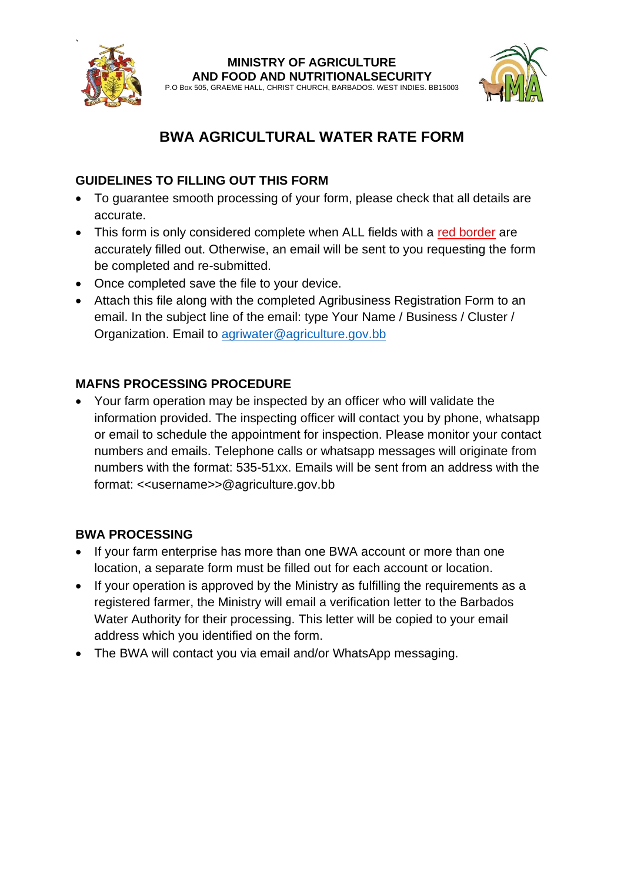**MINISTRY OF AGRICULTURE AND FOOD AND NUTRITIONALSECURITY**

P.O Box 505, GRAEME HALL, CHRIST CHURCH, BARBADOS. WEST INDIES. BB15003

# BWA AGRICULTURAL WATER RATE FORM

## GUIDELINES TO FILLING OUT THIS FORM

- To guarantee smooth processing of your form, please check that all details are accurate.
- This form is only considered complete when ALL fields with a red border are accurately filled out. Otherwise, an email will be sent to you requesting the form be completed and re-submitted.
- Once completed save the file to your device.
- Attach this file along with the completed Agribusiness Registration Form to an email. In the subject line of the email: type Your Name / Business / Cluster / Organization. Email to agriwater@agriculture.gov.bb

## MAFNS PROCESSING PROCEDURE

- Your farm operation may be inspected by an officer who will validate the information provided. The inspecting officer will contact you by phone, whatsapp or email to schedule the appointment for inspection. Please monitor your contact numbers and emails. Telephone calls or whatsapp messages will originate from numbers with the format: 535-51xx. Emails will be sent from an address with the format: <<username>>@agriculture.gov.bb

## BWA PROCESSING

- If your farm enterprise has more than one BWA account or more than one location, a separate form must be filled out for each account or location.
- If your operation is approved by the Ministry as fulfilling the requirements as a registered farmer, the Ministry will email a verification letter to the Barbados Water Authority for their processing. This letter will be copied to your email address which you identified on the form.
- The BWA will contact you via email and/or WhatsApp messaging.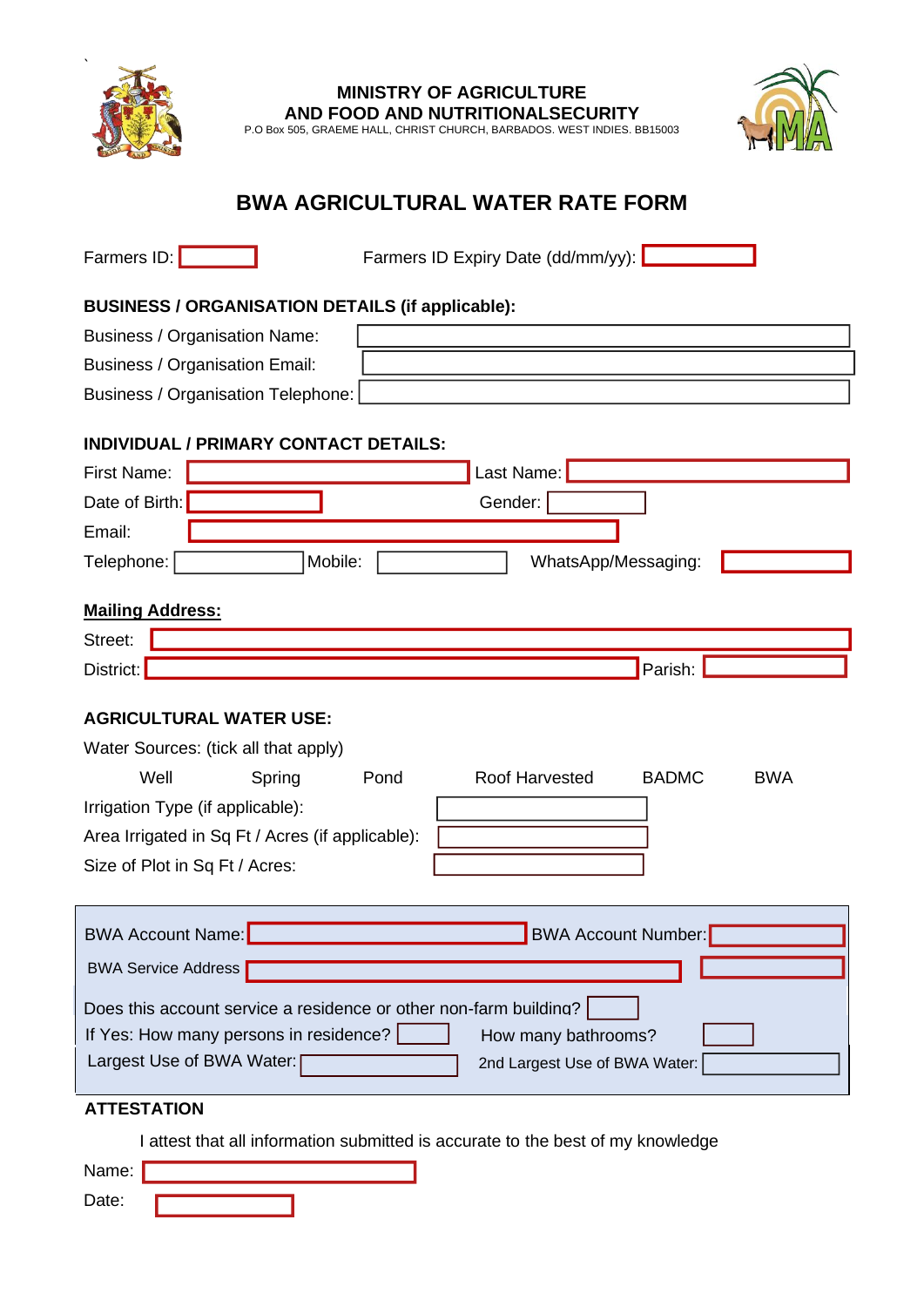**MINISTRY OF AGRICULTURE**
**AND FOOD AND NUTRITIONALSECURITY**
P.O Box 505, GRAEME HALL, CHRIST CHURCH, BARBADOS. WEST INDIES. BB15003

# BWA AGRICULTURAL WATER RATE FORM

Farmers ID: ______ Farmers ID Expiry Date (dd/mm/yy): ______

**BUSINESS / ORGANISATION DETAILS (if applicable):**

Business / Organisation Name: ______

Business / Organisation Email: ______

Business / Organisation Telephone: ______

**INDIVIDUAL / PRIMARY CONTACT DETAILS:**

First Name: ______ Last Name: ______

Date of Birth: ______ Gender: ______

Email: ______

Telephone: ______ Mobile: ______ WhatsApp/Messaging: ______

**Mailing Address:**

Street: ______

District: ______ Parish: ______

**AGRICULTURAL WATER USE:**

Water Sources: (tick all that apply)

Well Spring Pond Roof Harvested BADMC BWA

Irrigation Type (if applicable): ______

Area Irrigated in Sq Ft / Acres (if applicable): ______

Size of Plot in Sq Ft / Acres: ______

BWA Account Name: ______ BWA Account Number: ______

BWA Service Address ______

Does this account service a residence or other non-farm building? ______

If Yes: How many persons in residence? ______ How many bathrooms? ______

Largest Use of BWA Water: ______ 2nd Largest Use of BWA Water: ______

**ATTESTATION**

I attest that all information submitted is accurate to the best of my knowledge

Name: ______

Date: ______